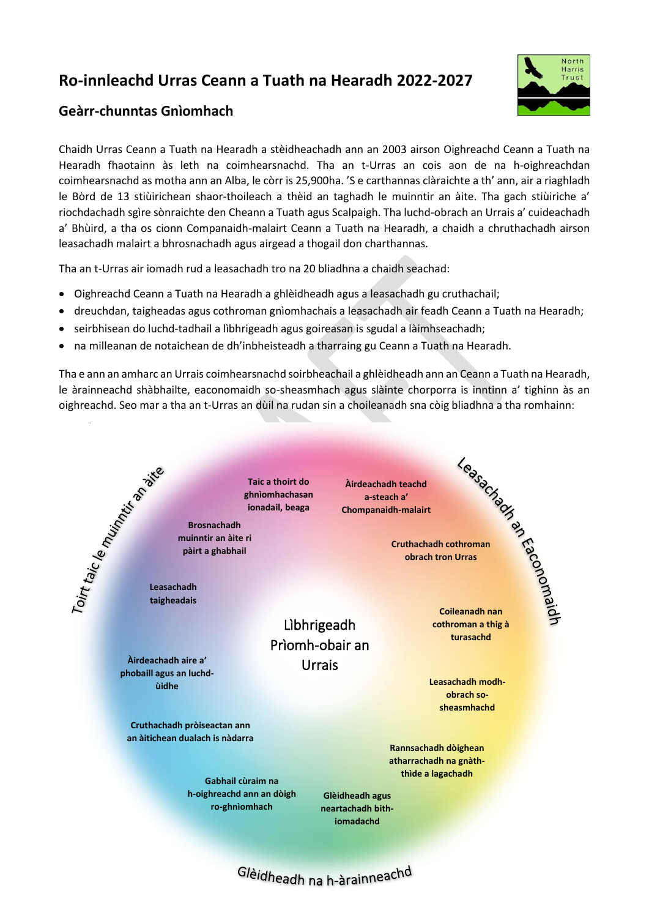# Ro-innleachd Urras Ceann a Tuath na Hearadh 2022-2027

## Geàrr-chunntas Gnìomhach

Chaidh Urras Ceann a Tuath na Hearadh a stèidheachadh ann an 2003 airson Oighreachd Ceann a Tuath na Hearadh fhaotainn às leth na coimhearsnachd. Tha an t-Urras an cois aon de na h-oighreachdan coimhearsnachd as motha ann an Alba, le còrr is 25,900ha. 'S e carthannas clàraichte a th' ann, air a riaghladh le Bòrd de 13 stiùirichean shaor-thoileach a thèid an taghadh le muinntir an àite. Tha gach stiùiriche a' riochdachadh sgìre sònraichte den Cheann a Tuath agus Scalpaigh. Tha luchd-obrach an Urrais a' cuideachadh a' Bhùird, a tha os cionn Companaidh-malairt Ceann a Tuath na Hearadh, a chaidh a chruthachadh airson leasachadh malairt a bhrosnachadh agus airgead a thogail don charthannas.

Tha an t-Urras air iomadh rud a leasachadh tro na 20 bliadhna a chaidh seachad:

- Oighreachd Ceann a Tuath na Hearadh a ghlèidheadh agus a leasachadh gu cruthachail;
- dreuchdan, taigheadas agus cothroman gnìomhachais a leasachadh air feadh Ceann a Tuath na Hearadh;
- seirbhisean do luchd-tadhail a lìbhrigeadh agus goireasan is sgudal a làimhseachadh;
- na milleanan de notaichean de dh'inbheisteadh a tharraing gu Ceann a Tuath na Hearadh.

Tha e ann an amharc an Urrais coimhearsnachd soirbheachail a ghlèidheadh ann an Ceann a Tuath na Hearadh, le àrainneachd shàbhailte, eaconomaidh so-sheasmhach agus slàinte chorporra is inntinn a' tighinn às an oighreachd. Seo mar a tha an t-Urras an dùil na rudan sin a choileanadh sna còig bliadhna a tha romhainn:

**Lìbhrigeadh Prìomh-obair an Urrais**

**Toirt taic le muinntir an àite**
- Taic a thoirt do ghnìomhachasan ionadail, beaga
- Brosnachadh muinntir an àite ri pàirt a ghabhail
- Leasachadh taigheadais
- Àirdeachadh aire a' phobaill agus an luchd-ùidhe

**Leasachadh an Eaconomaidh**
- Àirdeachadh teachd a-steach a' Chompanaidh-malairt
- Cruthachadh cothroman obrach tron Urras
- Coileanadh nan cothroman a thig à turasachd
- Leasachadh modh-obrach so-sheasmhachd

**Glèidheadh na h-àrainneachd**
- Rannsachadh dòighean atharrachadh na gnàth-thìde a lagachadh
- Glèidheadh agus neartachadh bith-iomadachd
- Gabhail cùraim na h-oighreachd ann an dòigh ro-ghnìomhach
- Cruthachadh pròiseactan ann an àitichean dualach is nàdarra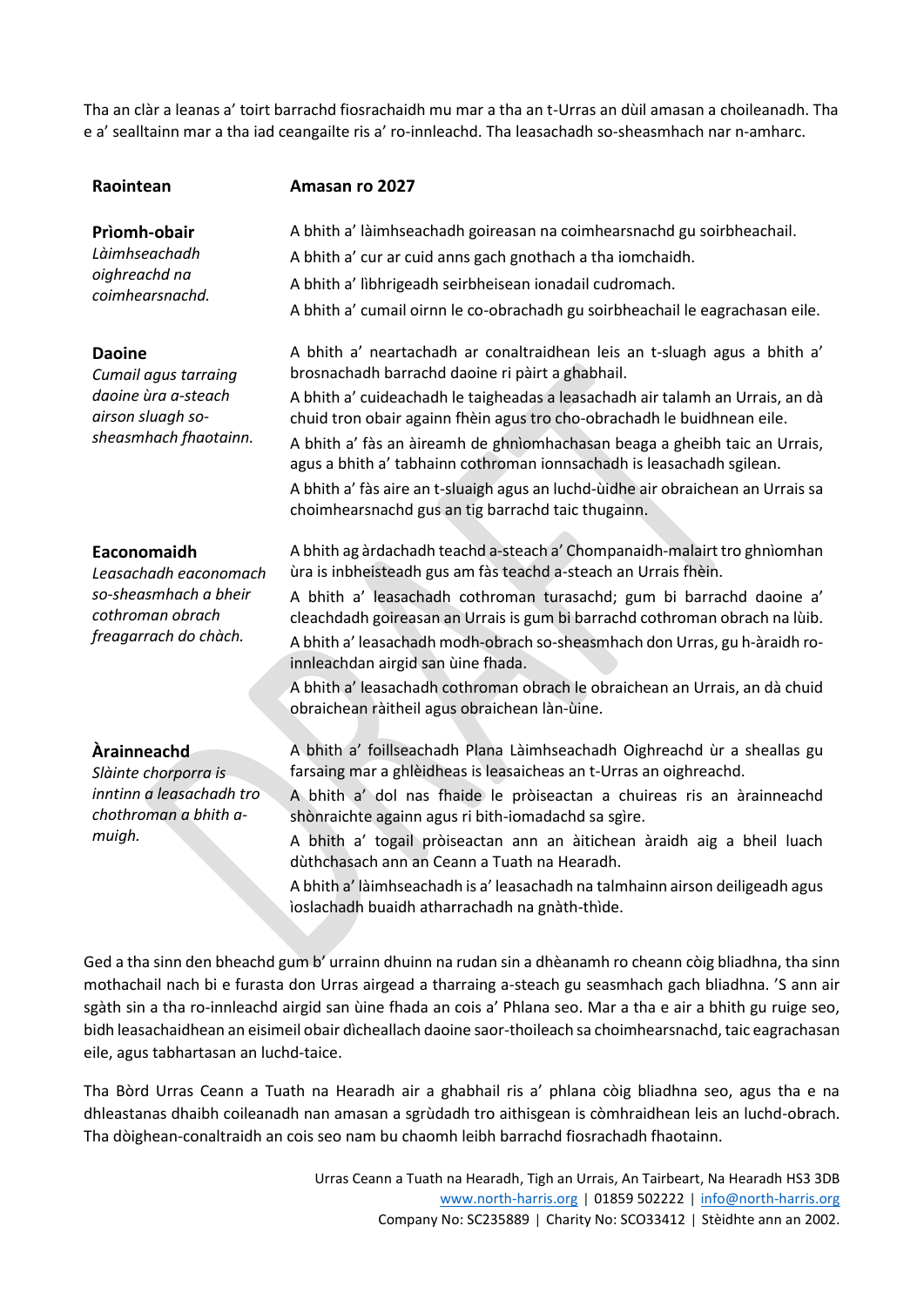Tha an clàr a leanas a' toirt barrachd fiosrachaidh mu mar a tha an t-Urras an dùil amasan a choileanadh. Tha e a' sealltainn mar a tha iad ceangailte ris a' ro-innleachd. Tha leasachadh so-sheasmhach nar n-amharc.

| Raointean | Amasan ro 2027 |
|---|---|
| **Prìomh-obair**<br>*Làimhseachadh oighreachd na coimhearsnachd.* | A bhith a' làimhseachadh goireasan na coimhearsnachd gu soirbheachail.<br>A bhith a' cur ar cuid anns gach gnothach a tha iomchaidh.<br>A bhith a' lìbhrigeadh seirbheisean ionadail cudromach.<br>A bhith a' cumail oirnn le co-obrachadh gu soirbheachail le eagrachasan eile. |
| **Daoine**<br>*Cumail agus tarraing daoine ùra a-steach airson sluagh so-sheasmhach fhaotainn.* | A bhith a' neartachadh ar conaltraidhean leis an t-sluagh agus a bhith a' brosnachadh barrachd daoine ri pàirt a ghabhail.<br>A bhith a' cuideachadh le taigheadas a leasachadh air talamh an Urrais, an dà chuid tron obair againn fhèin agus tro cho-obrachadh le buidhnean eile.<br>A bhith a' fàs an àireamh de ghnìomhachasan beaga a gheibh taic an Urrais, agus a bhith a' tabhainn cothroman ionnsachadh is leasachadh sgilean.<br>A bhith a' fàs aire an t-sluaigh agus an luchd-ùidhe air obraichean an Urrais sa choimhearsnachd gus an tig barrachd taic thugainn. |
| **Eaconomaidh**<br>*Leasachadh eaconomach so-sheasmhach a bheir cothroman obrach freagarrach do chàch.* | A bhith ag àrdachadh teachd a-steach a' Chompanaidh-malairt tro ghnìomhan ùra is inbheisteadh gus am fàs teachd a-steach an Urrais fhèin.<br>A bhith a' leasachadh cothroman turasachd; gum bi barrachd daoine a' cleachdadh goireasan an Urrais is gum bi barrachd cothroman obrach na lùib.<br>A bhith a' leasachadh modh-obrach so-sheasmhach don Urras, gu h-àraidh ro-innleachdan airgid san ùine fhada.<br>A bhith a' leasachadh cothroman obrach le obraichean an Urrais, an dà chuid obraichean ràitheil agus obraichean làn-ùine. |
| **Àrainneachd**<br>*Slàinte chorporra is inntinn a leasachadh tro chothroman a bhith a-muigh.* | A bhith a' foillseachadh Plana Làimhseachadh Oighreachd ùr a sheallas gu farsaing mar a ghlèidheas is leasaicheas an t-Urras an oighreachd.<br>A bhith a' dol nas fhaide le pròiseactan a chuireas ris an àrainneachd shònraichte againn agus ri bith-iomadachd sa sgìre.<br>A bhith a' togail pròiseactan ann an àitichean àraidh aig a bheil luach dùthchasach ann an Ceann a Tuath na Hearadh.<br>A bhith a' làimhseachadh is a' leasachadh na talmhainn airson deiligeadh agus ìoslachadh buaidh atharrachadh na gnàth-thìde. |

Ged a tha sinn den bheachd gum b' urrainn dhuinn na rudan sin a dhèanamh ro cheann còig bliadhna, tha sinn mothachail nach bi e furasta don Urras airgead a tharraing a-steach gu seasmhach gach bliadhna. 'S ann air sgàth sin a tha ro-innleachd airgid san ùine fhada an cois a' Phlana seo. Mar a tha e air a bhith gu ruige seo, bidh leasachaidhean an eisimeil obair dìcheallach daoine saor-thoileach sa choimhearsnachd, taic eagrachasan eile, agus tabhartasan an luchd-taice.

Tha Bòrd Urras Ceann a Tuath na Hearadh air a ghabhail ris a' phlana còig bliadhna seo, agus tha e na dhleastanas dhaibh coileanadh nan amasan a sgrùdadh tro aithisgean is còmhraidhean leis an luchd-obrach. Tha dòighean-conaltraidh an cois seo nam bu chaomh leibh barrachd fiosrachadh fhaotainn.

Urras Ceann a Tuath na Hearadh, Tigh an Urrais, An Tairbeart, Na Hearadh HS3 3DB
www.north-harris.org | 01859 502222 | info@north-harris.org
Company No: SC235889 | Charity No: SCO33412 | Stèidhte ann an 2002.